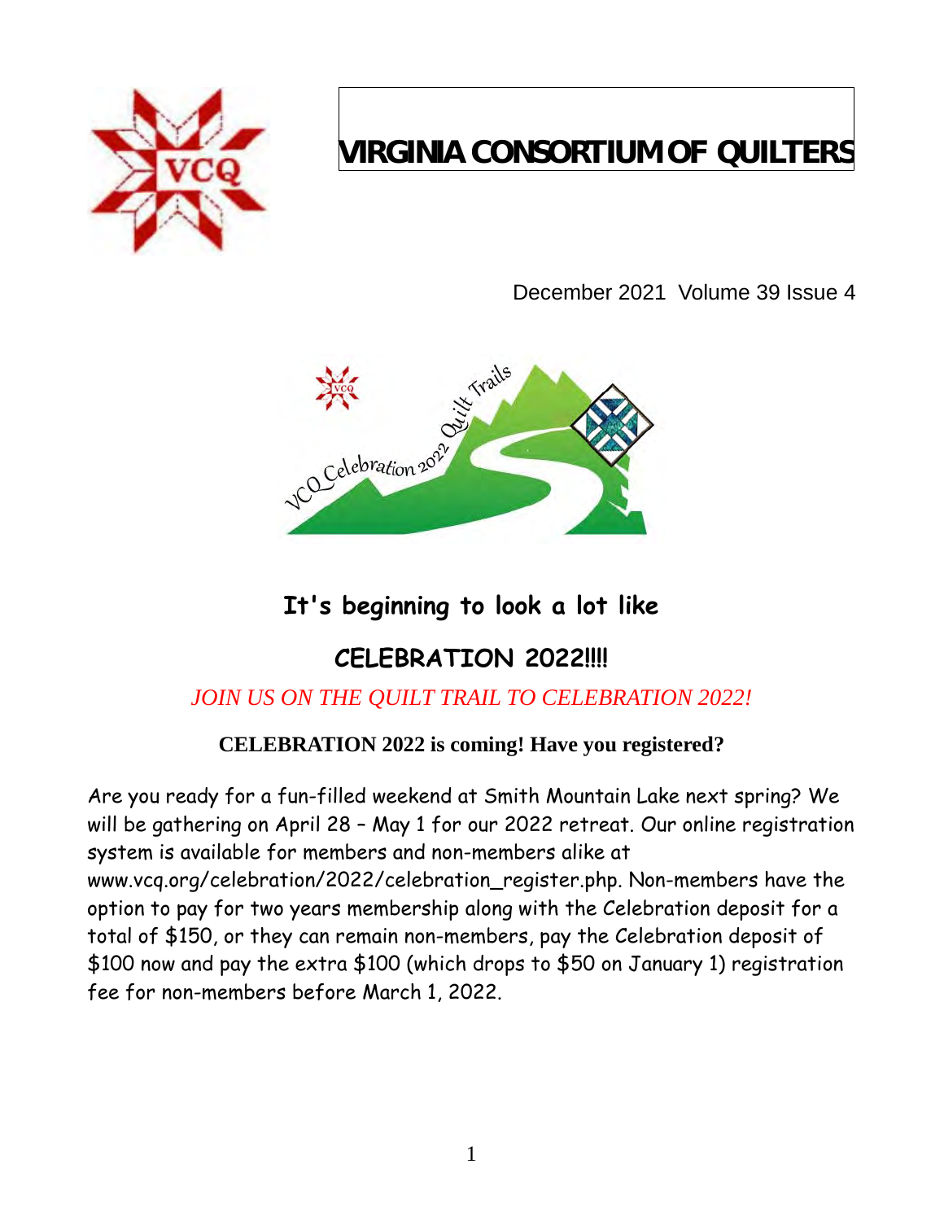# VIRGINIA CONSORTIUM OF QUILTERS

December 2021 Volume 39 Issue 4

## It's beginning to look a lot like

## CELEBRATION 2022!!!!

*JOIN US ON THE QUILT TRAIL TO CELEBRATION 2022!*

**CELEBRATION 2022 is coming! Have you registered?**

Are you ready for a fun-filled weekend at Smith Mountain Lake next spring? We will be gathering on April 28 – May 1 for our 2022 retreat. Our online registration system is available for members and non-members alike at www.vcq.org/celebration/2022/celebration_register.php. Non-members have the option to pay for two years membership along with the Celebration deposit for a total of $150, or they can remain non-members, pay the Celebration deposit of $100 now and pay the extra $100 (which drops to $50 on January 1) registration fee for non-members before March 1, 2022.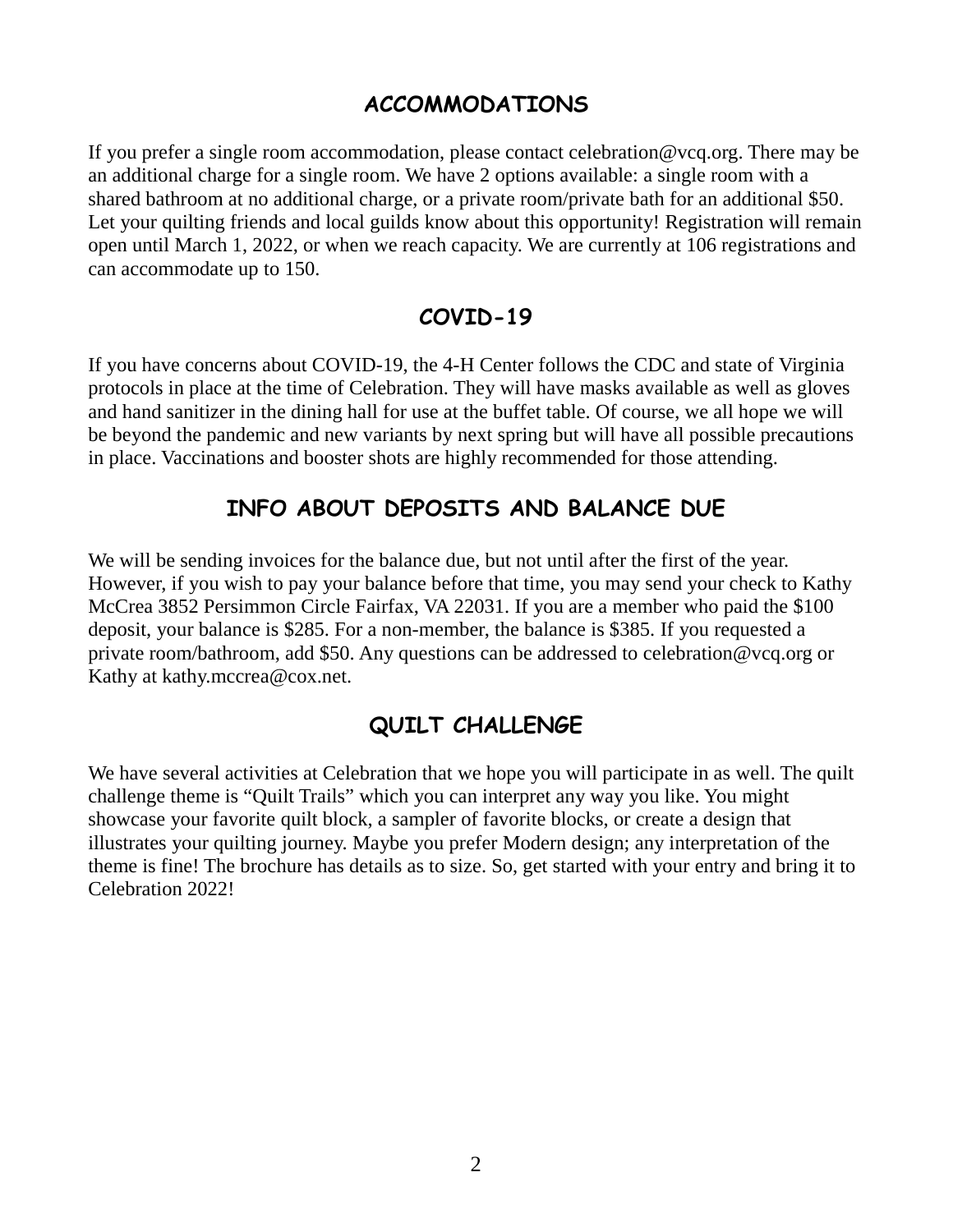## ACCOMMODATIONS

If you prefer a single room accommodation, please contact celebration@vcq.org. There may be an additional charge for a single room. We have 2 options available: a single room with a shared bathroom at no additional charge, or a private room/private bath for an additional $50. Let your quilting friends and local guilds know about this opportunity! Registration will remain open until March 1, 2022, or when we reach capacity. We are currently at 106 registrations and can accommodate up to 150.

## COVID-19

If you have concerns about COVID-19, the 4-H Center follows the CDC and state of Virginia protocols in place at the time of Celebration. They will have masks available as well as gloves and hand sanitizer in the dining hall for use at the buffet table. Of course, we all hope we will be beyond the pandemic and new variants by next spring but will have all possible precautions in place. Vaccinations and booster shots are highly recommended for those attending.

## INFO ABOUT DEPOSITS AND BALANCE DUE

We will be sending invoices for the balance due, but not until after the first of the year. However, if you wish to pay your balance before that time, you may send your check to Kathy McCrea 3852 Persimmon Circle Fairfax, VA 22031. If you are a member who paid the $100 deposit, your balance is $285. For a non-member, the balance is $385. If you requested a private room/bathroom, add $50. Any questions can be addressed to celebration@vcq.org or Kathy at kathy.mccrea@cox.net.

## QUILT CHALLENGE

We have several activities at Celebration that we hope you will participate in as well. The quilt challenge theme is "Quilt Trails" which you can interpret any way you like. You might showcase your favorite quilt block, a sampler of favorite blocks, or create a design that illustrates your quilting journey. Maybe you prefer Modern design; any interpretation of the theme is fine! The brochure has details as to size. So, get started with your entry and bring it to Celebration 2022!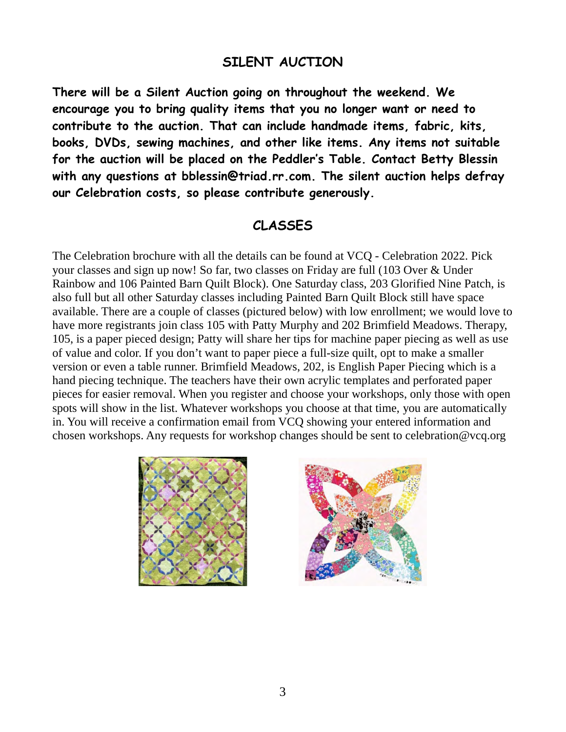## SILENT AUCTION

**There will be a Silent Auction going on throughout the weekend. We encourage you to bring quality items that you no longer want or need to contribute to the auction. That can include handmade items, fabric, kits, books, DVDs, sewing machines, and other like items. Any items not suitable for the auction will be placed on the Peddler's Table. Contact Betty Blessin with any questions at bblessin@triad.rr.com. The silent auction helps defray our Celebration costs, so please contribute generously.**

## CLASSES

The Celebration brochure with all the details can be found at VCQ - Celebration 2022. Pick your classes and sign up now! So far, two classes on Friday are full (103 Over & Under Rainbow and 106 Painted Barn Quilt Block). One Saturday class, 203 Glorified Nine Patch, is also full but all other Saturday classes including Painted Barn Quilt Block still have space available. There are a couple of classes (pictured below) with low enrollment; we would love to have more registrants join class 105 with Patty Murphy and 202 Brimfield Meadows. Therapy, 105, is a paper pieced design; Patty will share her tips for machine paper piecing as well as use of value and color. If you don't want to paper piece a full-size quilt, opt to make a smaller version or even a table runner. Brimfield Meadows, 202, is English Paper Piecing which is a hand piecing technique. The teachers have their own acrylic templates and perforated paper pieces for easier removal. When you register and choose your workshops, only those with open spots will show in the list. Whatever workshops you choose at that time, you are automatically in. You will receive a confirmation email from VCQ showing your entered information and chosen workshops. Any requests for workshop changes should be sent to celebration@vcq.org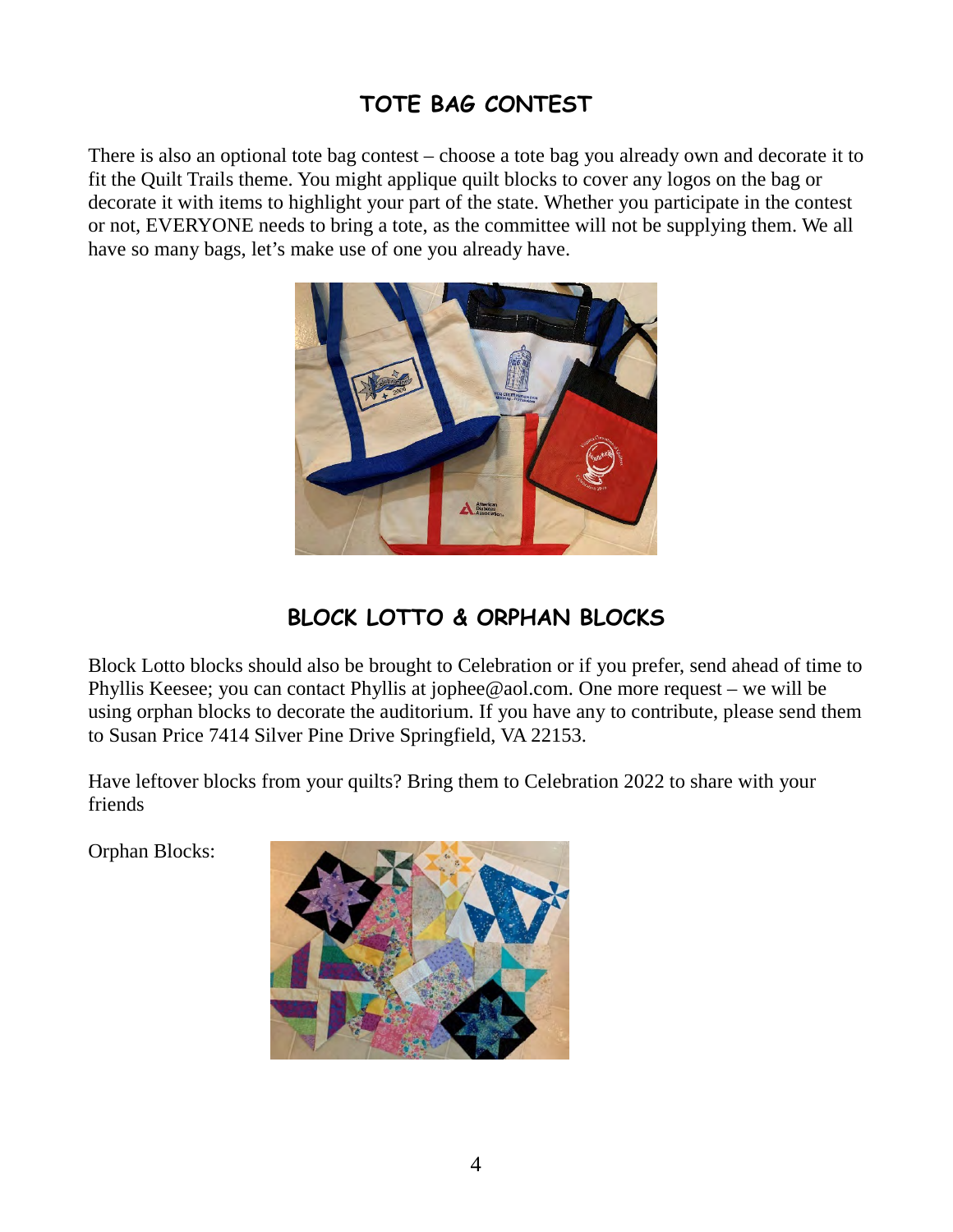## TOTE BAG CONTEST

There is also an optional tote bag contest – choose a tote bag you already own and decorate it to fit the Quilt Trails theme. You might applique quilt blocks to cover any logos on the bag or decorate it with items to highlight your part of the state. Whether you participate in the contest or not, EVERYONE needs to bring a tote, as the committee will not be supplying them. We all have so many bags, let's make use of one you already have.

## BLOCK LOTTO & ORPHAN BLOCKS

Block Lotto blocks should also be brought to Celebration or if you prefer, send ahead of time to Phyllis Keesee; you can contact Phyllis at jophee@aol.com. One more request – we will be using orphan blocks to decorate the auditorium. If you have any to contribute, please send them to Susan Price 7414 Silver Pine Drive Springfield, VA 22153.

Have leftover blocks from your quilts? Bring them to Celebration 2022 to share with your friends

Orphan Blocks: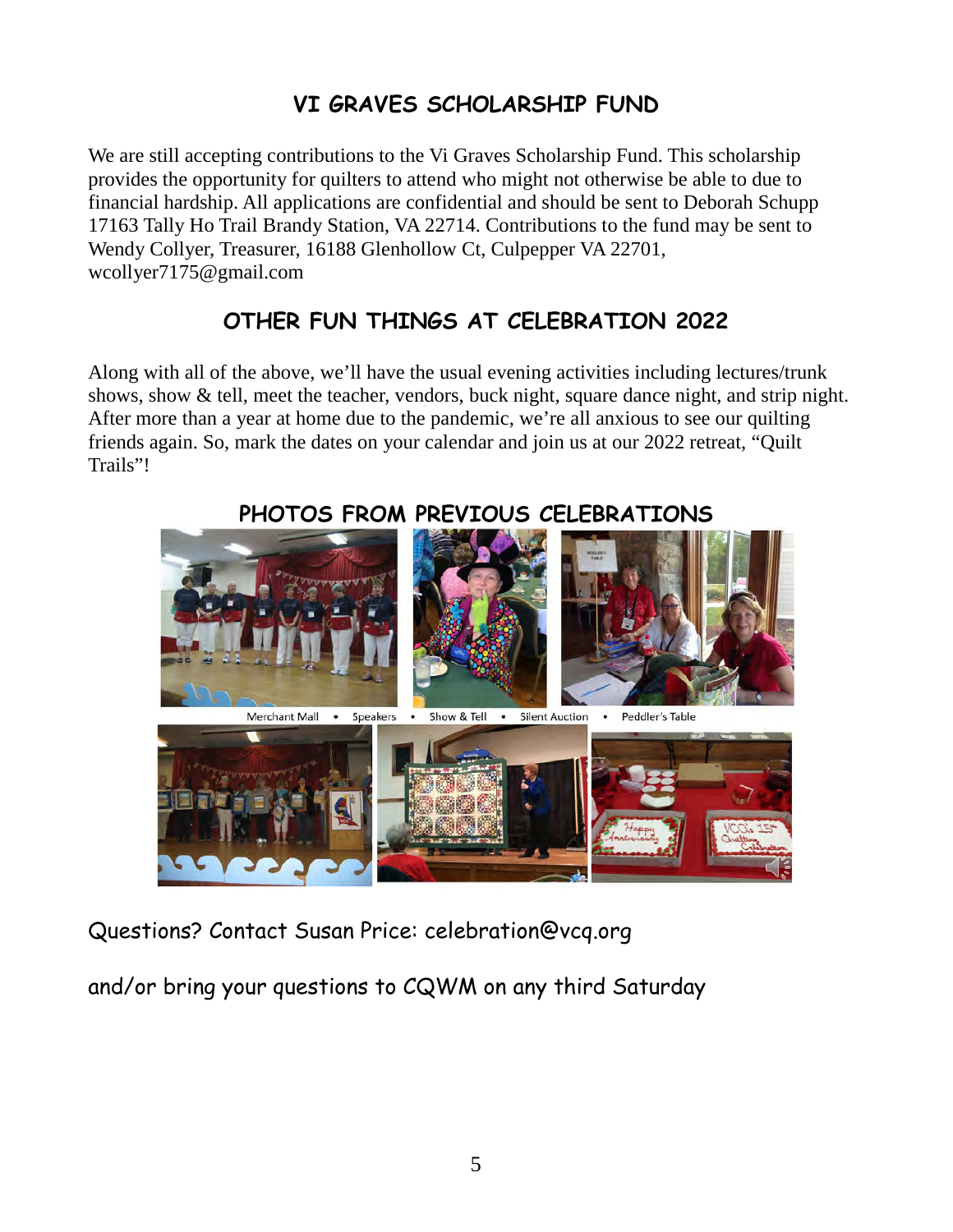## VI GRAVES SCHOLARSHIP FUND

We are still accepting contributions to the Vi Graves Scholarship Fund. This scholarship provides the opportunity for quilters to attend who might not otherwise be able to due to financial hardship. All applications are confidential and should be sent to Deborah Schupp 17163 Tally Ho Trail Brandy Station, VA 22714. Contributions to the fund may be sent to Wendy Collyer, Treasurer, 16188 Glenhollow Ct, Culpepper VA 22701, wcollyer7175@gmail.com

## OTHER FUN THINGS AT CELEBRATION 2022

Along with all of the above, we'll have the usual evening activities including lectures/trunk shows, show & tell, meet the teacher, vendors, buck night, square dance night, and strip night. After more than a year at home due to the pandemic, we're all anxious to see our quilting friends again. So, mark the dates on your calendar and join us at our 2022 retreat, "Quilt Trails"!

## PHOTOS FROM PREVIOUS CELEBRATIONS

Merchant Mall • Speakers • Show & Tell • Silent Auction • Peddler's Table

Questions? Contact Susan Price: celebration@vcq.org

and/or bring your questions to CQWM on any third Saturday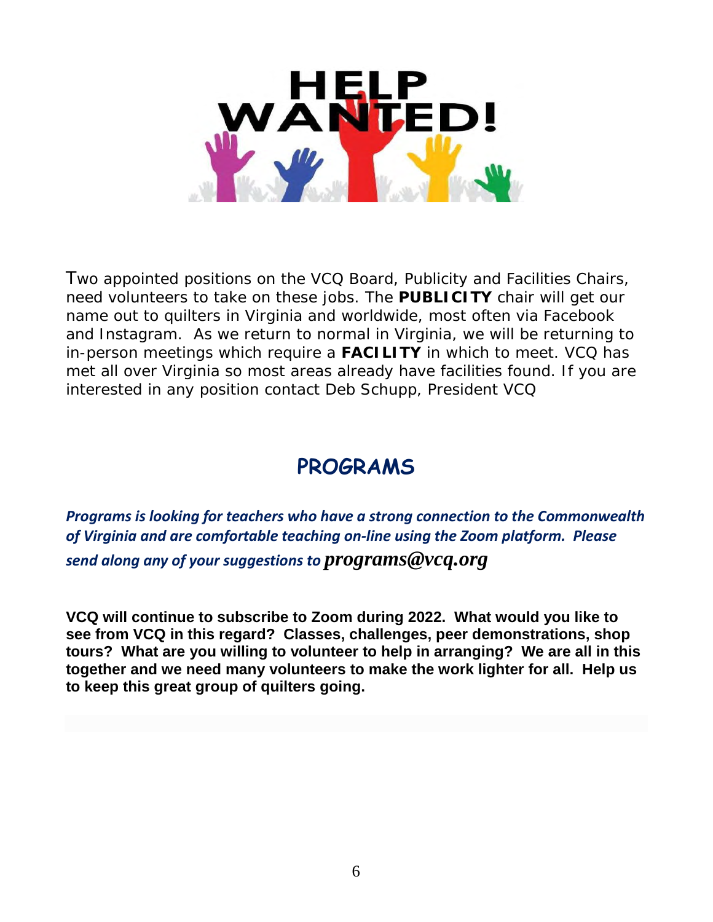# HELP WANTED!

Two appointed positions on the VCQ Board, Publicity and Facilities Chairs, need volunteers to take on these jobs. The **PUBLICITY** chair will get our name out to quilters in Virginia and worldwide, most often via Facebook and Instagram. As we return to normal in Virginia, we will be returning to in-person meetings which require a **FACILITY** in which to meet. VCQ has met all over Virginia so most areas already have facilities found. If you are interested in any position contact Deb Schupp, President VCQ

## PROGRAMS

***Programs is looking for teachers who have a strong connection to the Commonwealth of Virginia and are comfortable teaching on-line using the Zoom platform. Please send along any of your suggestions to programs@vcq.org***

**VCQ will continue to subscribe to Zoom during 2022. What would you like to see from VCQ in this regard? Classes, challenges, peer demonstrations, shop tours? What are you willing to volunteer to help in arranging? We are all in this together and we need many volunteers to make the work lighter for all. Help us to keep this great group of quilters going.**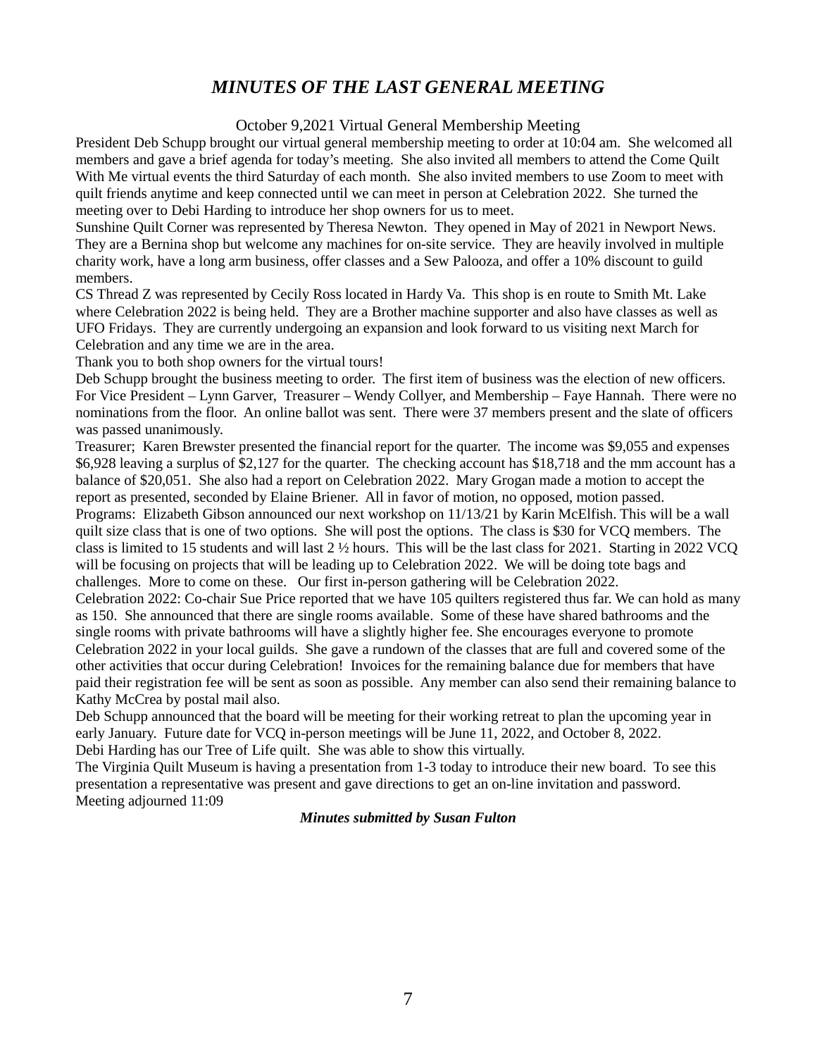# *MINUTES OF THE LAST GENERAL MEETING*

October 9,2021 Virtual General Membership Meeting

President Deb Schupp brought our virtual general membership meeting to order at 10:04 am. She welcomed all members and gave a brief agenda for today's meeting. She also invited all members to attend the Come Quilt With Me virtual events the third Saturday of each month. She also invited members to use Zoom to meet with quilt friends anytime and keep connected until we can meet in person at Celebration 2022. She turned the meeting over to Debi Harding to introduce her shop owners for us to meet.

Sunshine Quilt Corner was represented by Theresa Newton. They opened in May of 2021 in Newport News. They are a Bernina shop but welcome any machines for on-site service. They are heavily involved in multiple charity work, have a long arm business, offer classes and a Sew Palooza, and offer a 10% discount to guild members.

CS Thread Z was represented by Cecily Ross located in Hardy Va. This shop is en route to Smith Mt. Lake where Celebration 2022 is being held. They are a Brother machine supporter and also have classes as well as UFO Fridays. They are currently undergoing an expansion and look forward to us visiting next March for Celebration and any time we are in the area.

Thank you to both shop owners for the virtual tours!

Deb Schupp brought the business meeting to order. The first item of business was the election of new officers. For Vice President – Lynn Garver, Treasurer – Wendy Collyer, and Membership – Faye Hannah. There were no nominations from the floor. An online ballot was sent. There were 37 members present and the slate of officers was passed unanimously.

Treasurer; Karen Brewster presented the financial report for the quarter. The income was $9,055 and expenses $6,928 leaving a surplus of $2,127 for the quarter. The checking account has $18,718 and the mm account has a balance of $20,051. She also had a report on Celebration 2022. Mary Grogan made a motion to accept the report as presented, seconded by Elaine Briener. All in favor of motion, no opposed, motion passed.

Programs: Elizabeth Gibson announced our next workshop on 11/13/21 by Karin McElfish. This will be a wall quilt size class that is one of two options. She will post the options. The class is $30 for VCQ members. The class is limited to 15 students and will last 2 ½ hours. This will be the last class for 2021. Starting in 2022 VCQ will be focusing on projects that will be leading up to Celebration 2022. We will be doing tote bags and challenges. More to come on these. Our first in-person gathering will be Celebration 2022.

Celebration 2022: Co-chair Sue Price reported that we have 105 quilters registered thus far. We can hold as many as 150. She announced that there are single rooms available. Some of these have shared bathrooms and the single rooms with private bathrooms will have a slightly higher fee. She encourages everyone to promote Celebration 2022 in your local guilds. She gave a rundown of the classes that are full and covered some of the other activities that occur during Celebration! Invoices for the remaining balance due for members that have paid their registration fee will be sent as soon as possible. Any member can also send their remaining balance to Kathy McCrea by postal mail also.

Deb Schupp announced that the board will be meeting for their working retreat to plan the upcoming year in early January. Future date for VCQ in-person meetings will be June 11, 2022, and October 8, 2022.

Debi Harding has our Tree of Life quilt. She was able to show this virtually.

The Virginia Quilt Museum is having a presentation from 1-3 today to introduce their new board. To see this presentation a representative was present and gave directions to get an on-line invitation and password.

Meeting adjourned 11:09

***Minutes submitted by Susan Fulton***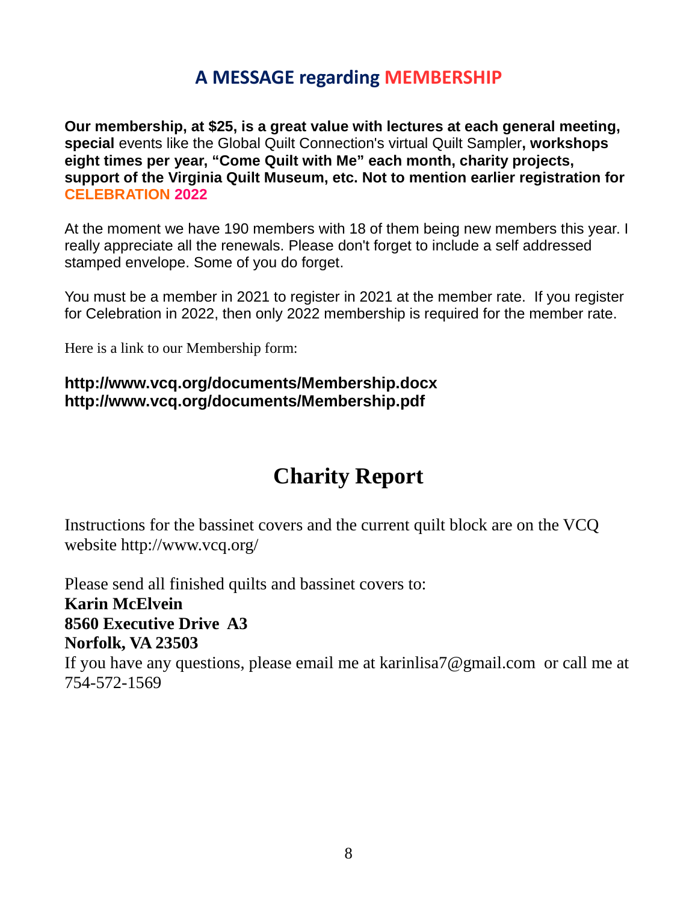## A MESSAGE regarding MEMBERSHIP

**Our membership, at $25, is a great value with lectures at each general meeting, special** events like the Global Quilt Connection's virtual Quilt Sampler**, workshops eight times per year, "Come Quilt with Me" each month, charity projects, support of the Virginia Quilt Museum, etc. Not to mention earlier registration for CELEBRATION 2022**

At the moment we have 190 members with 18 of them being new members this year. I really appreciate all the renewals. Please don't forget to include a self addressed stamped envelope. Some of you do forget.

You must be a member in 2021 to register in 2021 at the member rate. If you register for Celebration in 2022, then only 2022 membership is required for the member rate.

Here is a link to our Membership form:

**http://www.vcq.org/documents/Membership.docx**
**http://www.vcq.org/documents/Membership.pdf**

## Charity Report

Instructions for the bassinet covers and the current quilt block are on the VCQ website http://www.vcq.org/

Please send all finished quilts and bassinet covers to:
**Karin McElvein**
**8560 Executive Drive A3**
**Norfolk, VA 23503**
If you have any questions, please email me at karinlisa7@gmail.com or call me at 754-572-1569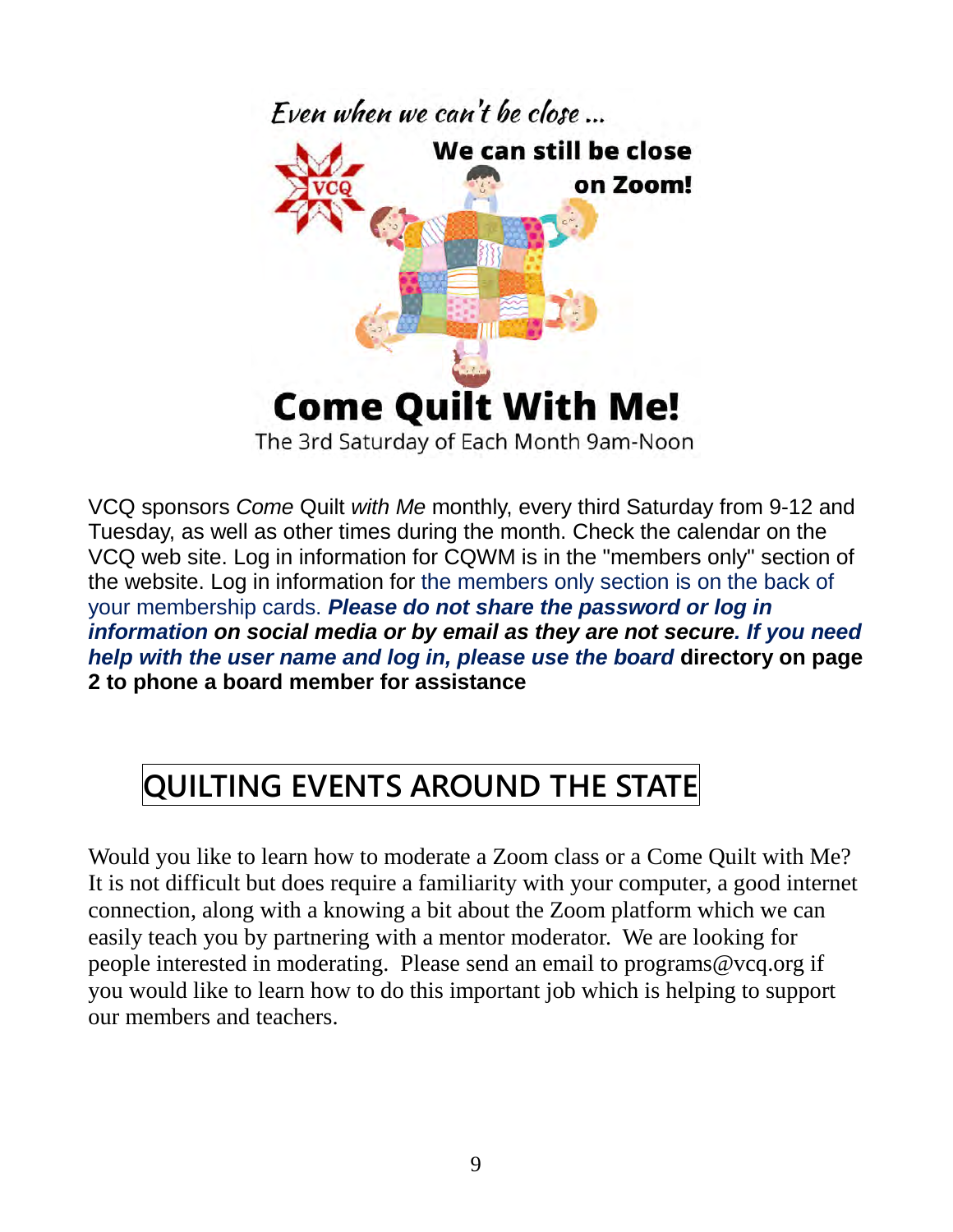Even when we can't be close ...

**We can still be close on Zoom!**

# Come Quilt With Me!

The 3rd Saturday of Each Month 9am-Noon

VCQ sponsors *Come* Quilt *with Me* monthly, every third Saturday from 9-12 and Tuesday, as well as other times during the month. Check the calendar on the VCQ web site. Log in information for CQWM is in the "members only" section of the website. Log in information for the members only section is on the back of your membership cards. ***Please do not share the password or log in information on social media or by email as they are not secure. If you need help with the user name and log in, please use the board*** **directory on page 2 to phone a board member for assistance**

## QUILTING EVENTS AROUND THE STATE

Would you like to learn how to moderate a Zoom class or a Come Quilt with Me? It is not difficult but does require a familiarity with your computer, a good internet connection, along with a knowing a bit about the Zoom platform which we can easily teach you by partnering with a mentor moderator. We are looking for people interested in moderating. Please send an email to programs@vcq.org if you would like to learn how to do this important job which is helping to support our members and teachers.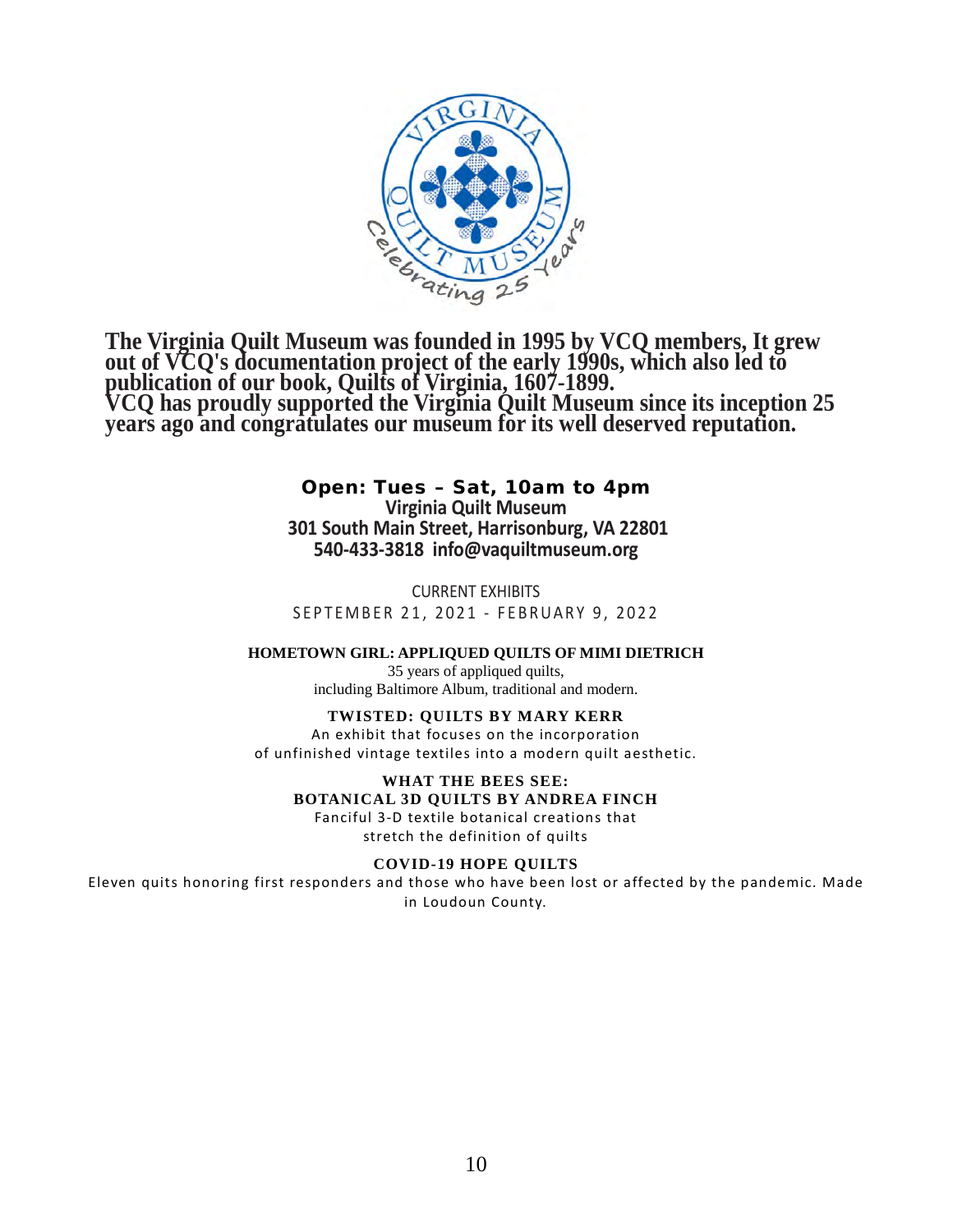**The Virginia Quilt Museum was founded in 1995 by VCQ members, It grew out of VCQ's documentation project of the early 1990s, which also led to publication of our book, Quilts of Virginia, 1607-1899.**
**VCQ has proudly supported the Virginia Quilt Museum since its inception 25 years ago and congratulates our museum for its well deserved reputation.**

**Open: Tues – Sat, 10am to 4pm**
**Virginia Quilt Museum**
**301 South Main Street, Harrisonburg, VA 22801**
**540-433-3818 info@vaquiltmuseum.org**

CURRENT EXHIBITS
SEPTEMBER 21, 2021 - FEBRUARY 9, 2022

**HOMETOWN GIRL: APPLIQUED QUILTS OF MIMI DIETRICH**
35 years of appliqued quilts,
including Baltimore Album, traditional and modern.

**TWISTED: QUILTS BY MARY KERR**
An exhibit that focuses on the incorporation
of unfinished vintage textiles into a modern quilt aesthetic.

**WHAT THE BEES SEE:**
**BOTANICAL 3D QUILTS BY ANDREA FINCH**
Fanciful 3-D textile botanical creations that
stretch the definition of quilts

**COVID-19 HOPE QUILTS**
Eleven quits honoring first responders and those who have been lost or affected by the pandemic. Made in Loudoun County.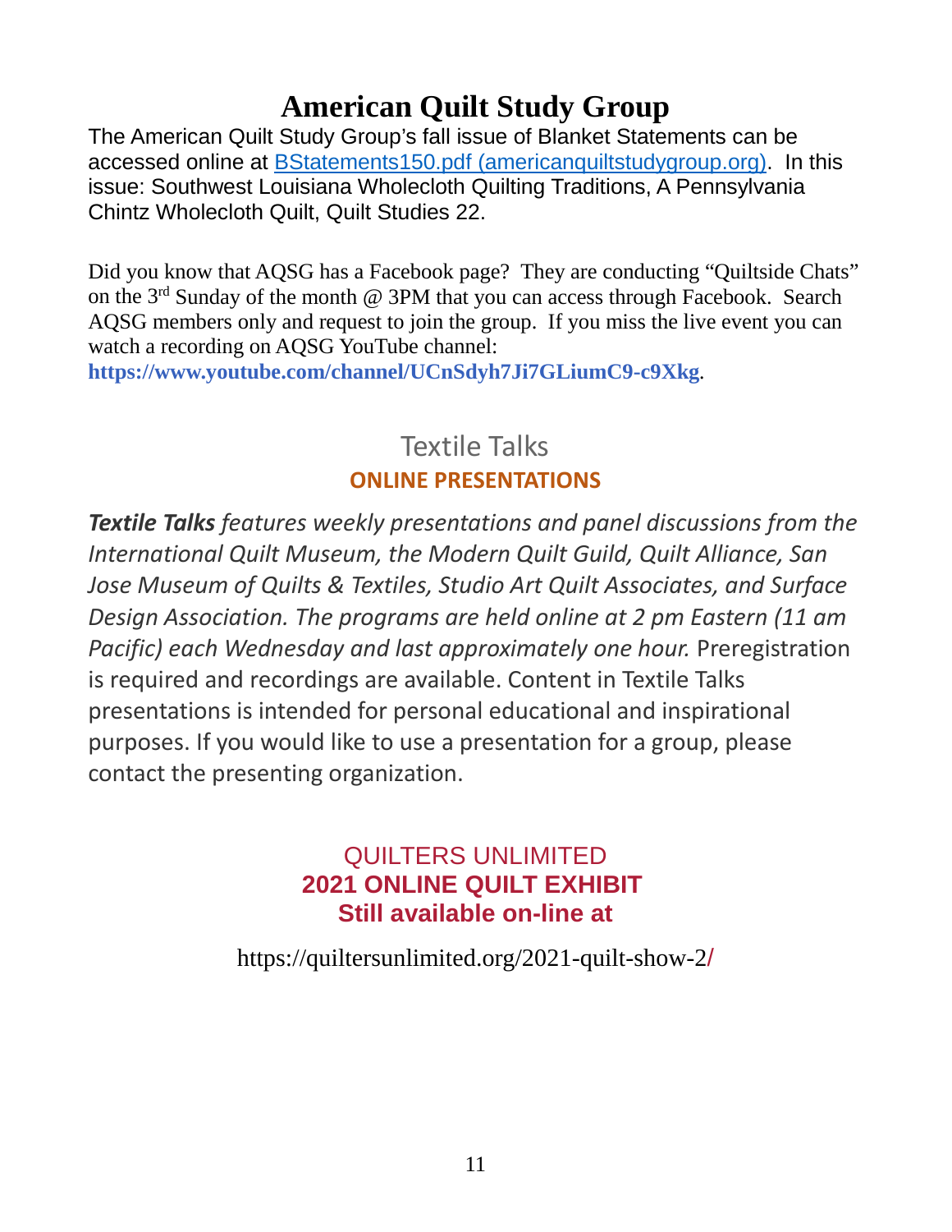# American Quilt Study Group

The American Quilt Study Group's fall issue of Blanket Statements can be accessed online at BStatements150.pdf (americanquiltstudygroup.org). In this issue: Southwest Louisiana Wholecloth Quilting Traditions, A Pennsylvania Chintz Wholecloth Quilt, Quilt Studies 22.

Did you know that AQSG has a Facebook page? They are conducting "Quiltside Chats" on the 3rd Sunday of the month @ 3PM that you can access through Facebook. Search AQSG members only and request to join the group. If you miss the live event you can watch a recording on AQSG YouTube channel: **https://www.youtube.com/channel/UCnSdyh7Ji7GLiumC9-c9Xkg**.

## Textile Talks

### ONLINE PRESENTATIONS

***Textile Talks*** *features weekly presentations and panel discussions from the International Quilt Museum, the Modern Quilt Guild, Quilt Alliance, San Jose Museum of Quilts & Textiles, Studio Art Quilt Associates, and Surface Design Association. The programs are held online at 2 pm Eastern (11 am Pacific) each Wednesday and last approximately one hour.* Preregistration is required and recordings are available. Content in Textile Talks presentations is intended for personal educational and inspirational purposes. If you would like to use a presentation for a group, please contact the presenting organization.

## QUILTERS UNLIMITED

### 2021 ONLINE QUILT EXHIBIT

**Still available on-line at**

https://quiltersunlimited.org/2021-quilt-show-2/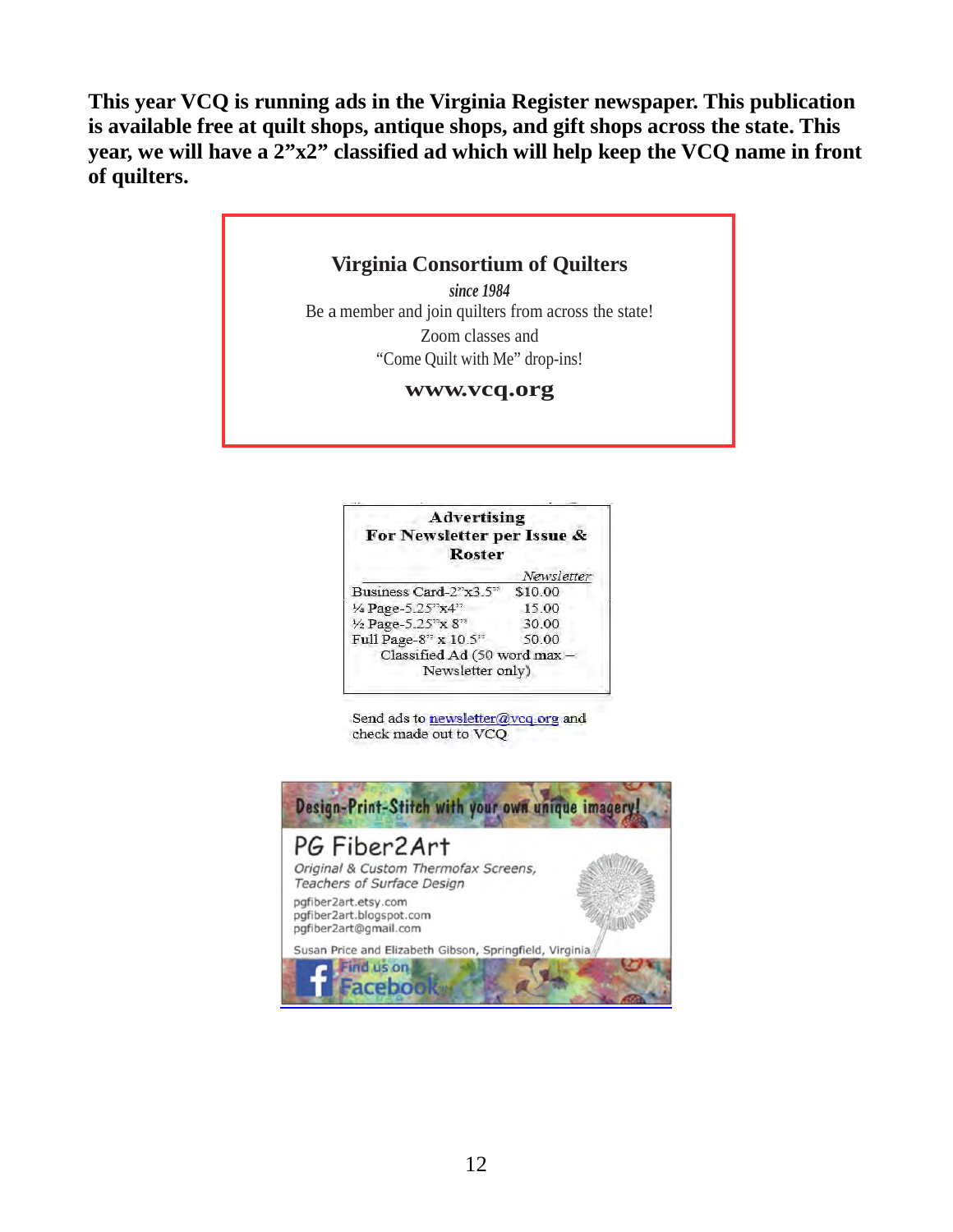**This year VCQ is running ads in the Virginia Register newspaper. This publication is available free at quilt shops, antique shops, and gift shops across the state. This year, we will have a 2”x2” classified ad which will help keep the VCQ name in front of quilters.**

**Virginia Consortium of Quilters**

*since 1984*

Be a member and join quilters from across the state!

Zoom classes and

“Come Quilt with Me” drop-ins!

**www.vcq.org**

**Advertising**
**For Newsletter per Issue & Roster**

| | *Newsletter* |
|---|---|
| Business Card-2”x3.5” | $10.00 |
| ¼ Page-5.25”x4” | 15.00 |
| ½ Page-5.25”x 8” | 30.00 |
| Full Page-8” x 10.5” | 50.00 |
| Classified Ad (50 word max – Newsletter only) | |

Send ads to newsletter@vcq.org and check made out to VCQ

Design-Print-Stitch with your own unique imagery!

PG Fiber2Art

*Original & Custom Thermofax Screens,*
*Teachers of Surface Design*

pgfiber2art.etsy.com
pgfiber2art.blogspot.com
pgfiber2art@gmail.com

Susan Price and Elizabeth Gibson, Springfield, Virginia

Find us on Facebook